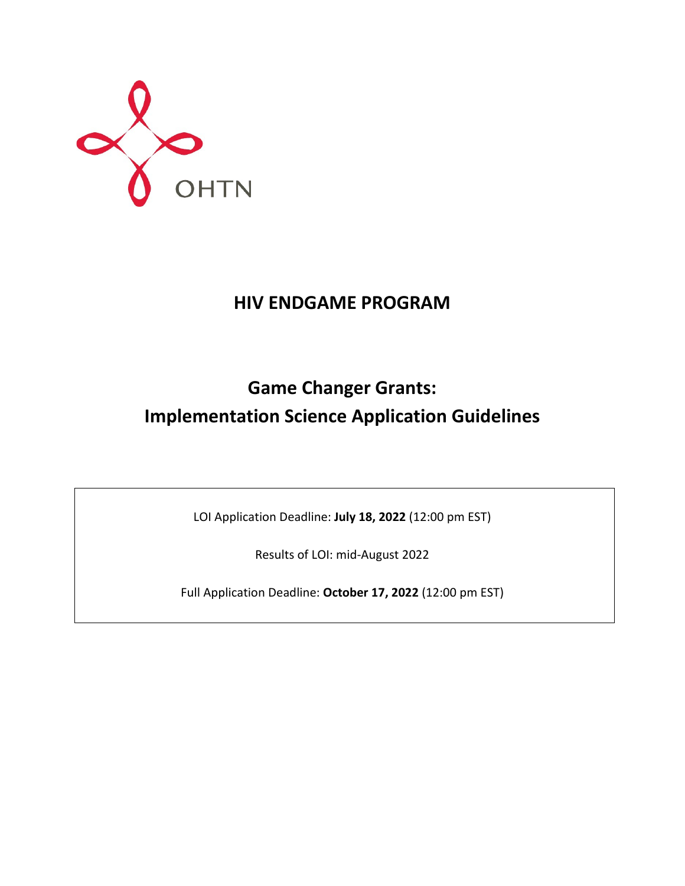OHTN

# HIV ENDGAME PROGRAM

## Game Changer Grants: Implementation Science Application Guidelines

LOI Application Deadline: **July 18, 2022** (12:00 pm EST)

Results of LOI: mid-August 2022

Full Application Deadline: **October 17, 2022** (12:00 pm EST)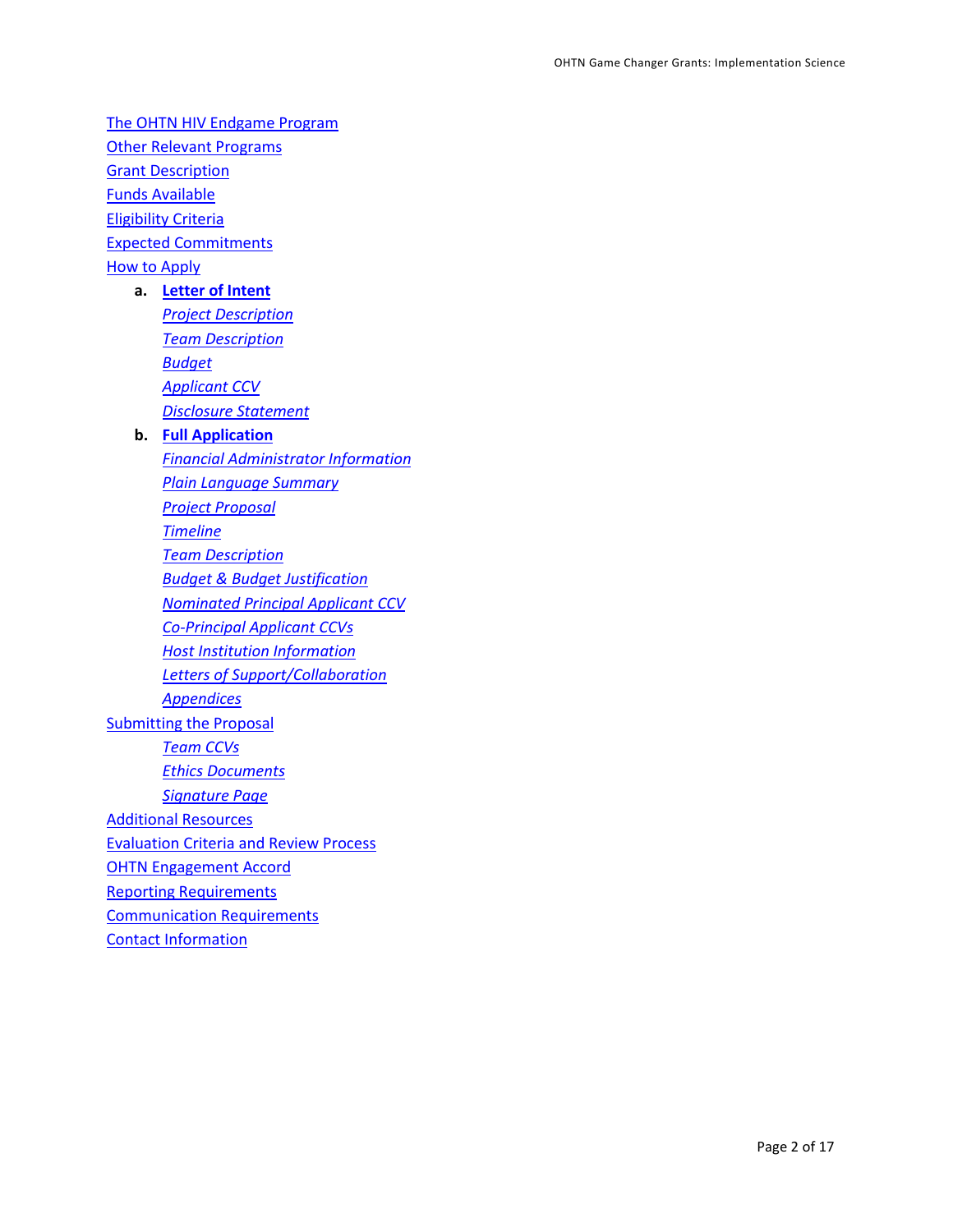- The OHTN HIV Endgame Program
- Other Relevant Programs
- Grant Description
- Funds Available
- Eligibility Criteria
- Expected Commitments
- How to Apply
  - **a. Letter of Intent**
    - *Project Description*
    - *Team Description*
    - *Budget*
    - *Applicant CCV*
    - *Disclosure Statement*
  - **b. Full Application**
    - *Financial Administrator Information*
    - *Plain Language Summary*
    - *Project Proposal*
    - *Timeline*
    - *Team Description*
    - *Budget & Budget Justification*
    - *Nominated Principal Applicant CCV*
    - *Co-Principal Applicant CCVs*
    - *Host Institution Information*
    - *Letters of Support/Collaboration*
    - *Appendices*
- Submitting the Proposal
  - *Team CCVs*
  - *Ethics Documents*
  - *Signature Page*
- Additional Resources
- Evaluation Criteria and Review Process
- OHTN Engagement Accord
- Reporting Requirements
- Communication Requirements
- Contact Information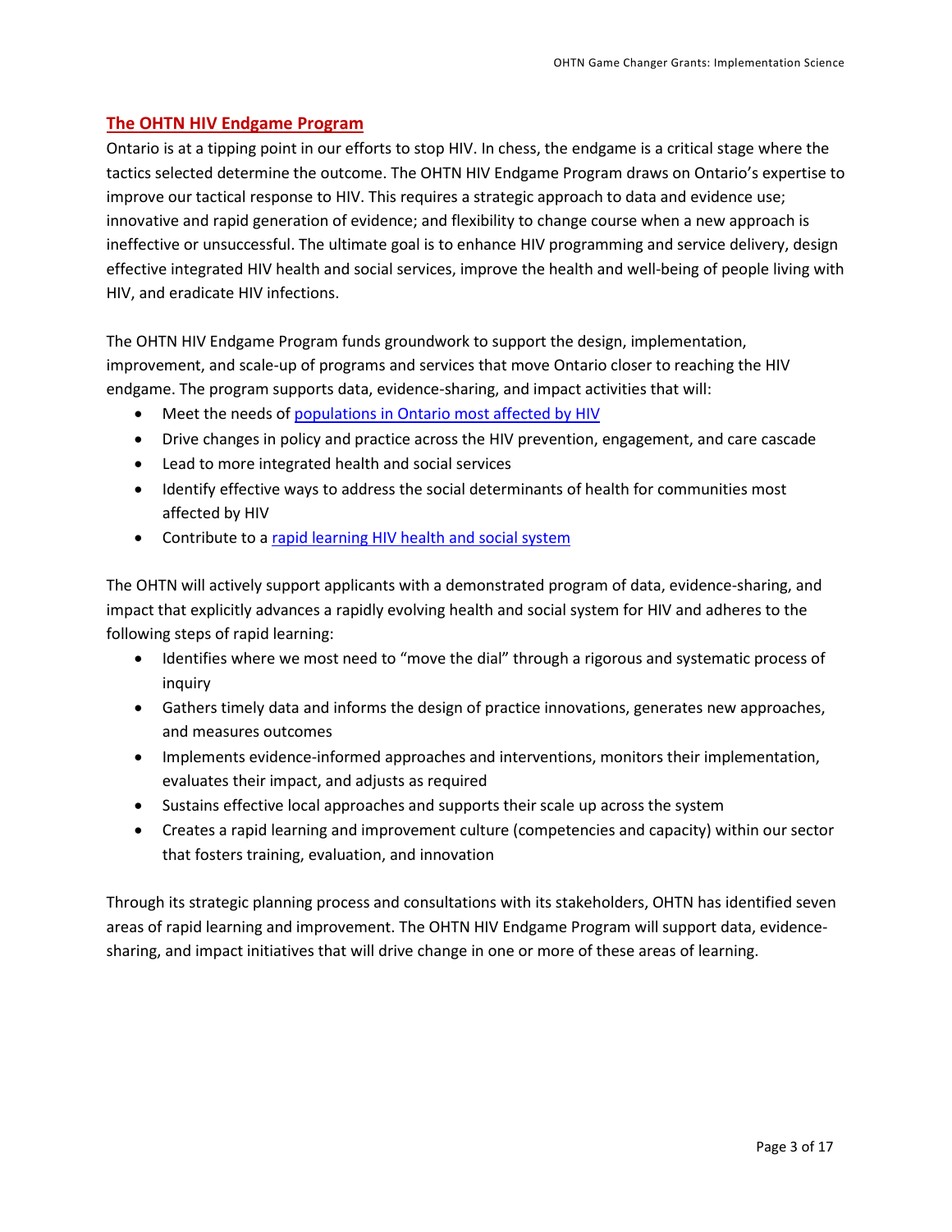## The OHTN HIV Endgame Program

Ontario is at a tipping point in our efforts to stop HIV. In chess, the endgame is a critical stage where the tactics selected determine the outcome. The OHTN HIV Endgame Program draws on Ontario's expertise to improve our tactical response to HIV. This requires a strategic approach to data and evidence use; innovative and rapid generation of evidence; and flexibility to change course when a new approach is ineffective or unsuccessful. The ultimate goal is to enhance HIV programming and service delivery, design effective integrated HIV health and social services, improve the health and well-being of people living with HIV, and eradicate HIV infections.

The OHTN HIV Endgame Program funds groundwork to support the design, implementation, improvement, and scale-up of programs and services that move Ontario closer to reaching the HIV endgame. The program supports data, evidence-sharing, and impact activities that will:

- Meet the needs of populations in Ontario most affected by HIV
- Drive changes in policy and practice across the HIV prevention, engagement, and care cascade
- Lead to more integrated health and social services
- Identify effective ways to address the social determinants of health for communities most affected by HIV
- Contribute to a rapid learning HIV health and social system

The OHTN will actively support applicants with a demonstrated program of data, evidence-sharing, and impact that explicitly advances a rapidly evolving health and social system for HIV and adheres to the following steps of rapid learning:

- Identifies where we most need to "move the dial" through a rigorous and systematic process of inquiry
- Gathers timely data and informs the design of practice innovations, generates new approaches, and measures outcomes
- Implements evidence-informed approaches and interventions, monitors their implementation, evaluates their impact, and adjusts as required
- Sustains effective local approaches and supports their scale up across the system
- Creates a rapid learning and improvement culture (competencies and capacity) within our sector that fosters training, evaluation, and innovation

Through its strategic planning process and consultations with its stakeholders, OHTN has identified seven areas of rapid learning and improvement. The OHTN HIV Endgame Program will support data, evidence-sharing, and impact initiatives that will drive change in one or more of these areas of learning.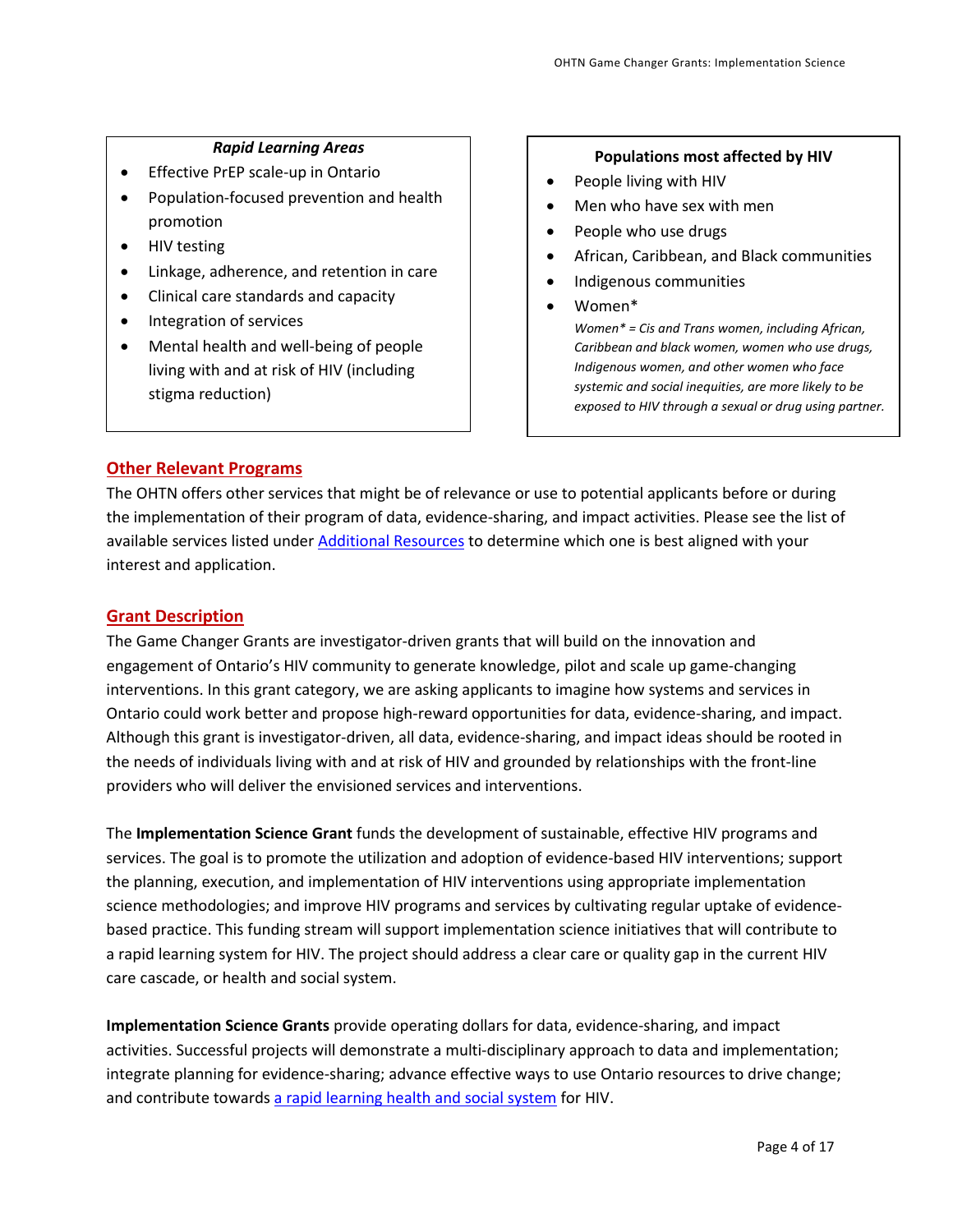***Rapid Learning Areas***

- Effective PrEP scale-up in Ontario
- Population-focused prevention and health promotion
- HIV testing
- Linkage, adherence, and retention in care
- Clinical care standards and capacity
- Integration of services
- Mental health and well-being of people living with and at risk of HIV (including stigma reduction)

**Populations most affected by HIV**

- People living with HIV
- Men who have sex with men
- People who use drugs
- African, Caribbean, and Black communities
- Indigenous communities
- Women*

  *Women* = Cis and Trans women, including African, Caribbean and black women, women who use drugs, Indigenous women, and other women who face systemic and social inequities, are more likely to be exposed to HIV through a sexual or drug using partner.*

## Other Relevant Programs

The OHTN offers other services that might be of relevance or use to potential applicants before or during the implementation of their program of data, evidence-sharing, and impact activities. Please see the list of available services listed under Additional Resources to determine which one is best aligned with your interest and application.

## Grant Description

The Game Changer Grants are investigator-driven grants that will build on the innovation and engagement of Ontario's HIV community to generate knowledge, pilot and scale up game-changing interventions. In this grant category, we are asking applicants to imagine how systems and services in Ontario could work better and propose high-reward opportunities for data, evidence-sharing, and impact. Although this grant is investigator-driven, all data, evidence-sharing, and impact ideas should be rooted in the needs of individuals living with and at risk of HIV and grounded by relationships with the front-line providers who will deliver the envisioned services and interventions.

The **Implementation Science Grant** funds the development of sustainable, effective HIV programs and services. The goal is to promote the utilization and adoption of evidence-based HIV interventions; support the planning, execution, and implementation of HIV interventions using appropriate implementation science methodologies; and improve HIV programs and services by cultivating regular uptake of evidence-based practice. This funding stream will support implementation science initiatives that will contribute to a rapid learning system for HIV. The project should address a clear care or quality gap in the current HIV care cascade, or health and social system.

**Implementation Science Grants** provide operating dollars for data, evidence-sharing, and impact activities. Successful projects will demonstrate a multi-disciplinary approach to data and implementation; integrate planning for evidence-sharing; advance effective ways to use Ontario resources to drive change; and contribute towards a rapid learning health and social system for HIV.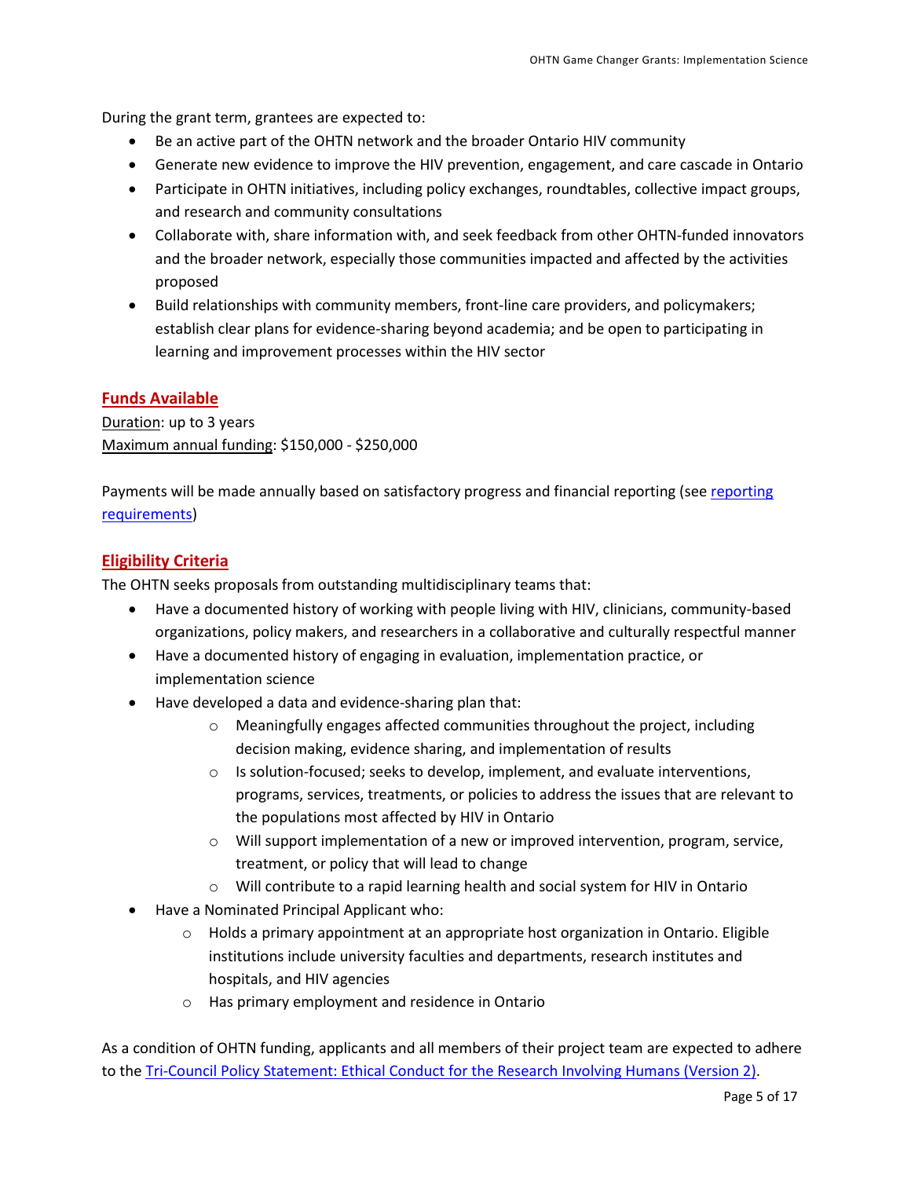During the grant term, grantees are expected to:

- Be an active part of the OHTN network and the broader Ontario HIV community
- Generate new evidence to improve the HIV prevention, engagement, and care cascade in Ontario
- Participate in OHTN initiatives, including policy exchanges, roundtables, collective impact groups, and research and community consultations
- Collaborate with, share information with, and seek feedback from other OHTN-funded innovators and the broader network, especially those communities impacted and affected by the activities proposed
- Build relationships with community members, front-line care providers, and policymakers; establish clear plans for evidence-sharing beyond academia; and be open to participating in learning and improvement processes within the HIV sector

## Funds Available

Duration: up to 3 years
Maximum annual funding: $150,000 - $250,000

Payments will be made annually based on satisfactory progress and financial reporting (see reporting requirements)

## Eligibility Criteria

The OHTN seeks proposals from outstanding multidisciplinary teams that:

- Have a documented history of working with people living with HIV, clinicians, community-based organizations, policy makers, and researchers in a collaborative and culturally respectful manner
- Have a documented history of engaging in evaluation, implementation practice, or implementation science
- Have developed a data and evidence-sharing plan that:
  - Meaningfully engages affected communities throughout the project, including decision making, evidence sharing, and implementation of results
  - Is solution-focused; seeks to develop, implement, and evaluate interventions, programs, services, treatments, or policies to address the issues that are relevant to the populations most affected by HIV in Ontario
  - Will support implementation of a new or improved intervention, program, service, treatment, or policy that will lead to change
  - Will contribute to a rapid learning health and social system for HIV in Ontario
- Have a Nominated Principal Applicant who:
  - Holds a primary appointment at an appropriate host organization in Ontario. Eligible institutions include university faculties and departments, research institutes and hospitals, and HIV agencies
  - Has primary employment and residence in Ontario

As a condition of OHTN funding, applicants and all members of their project team are expected to adhere to the Tri-Council Policy Statement: Ethical Conduct for the Research Involving Humans (Version 2).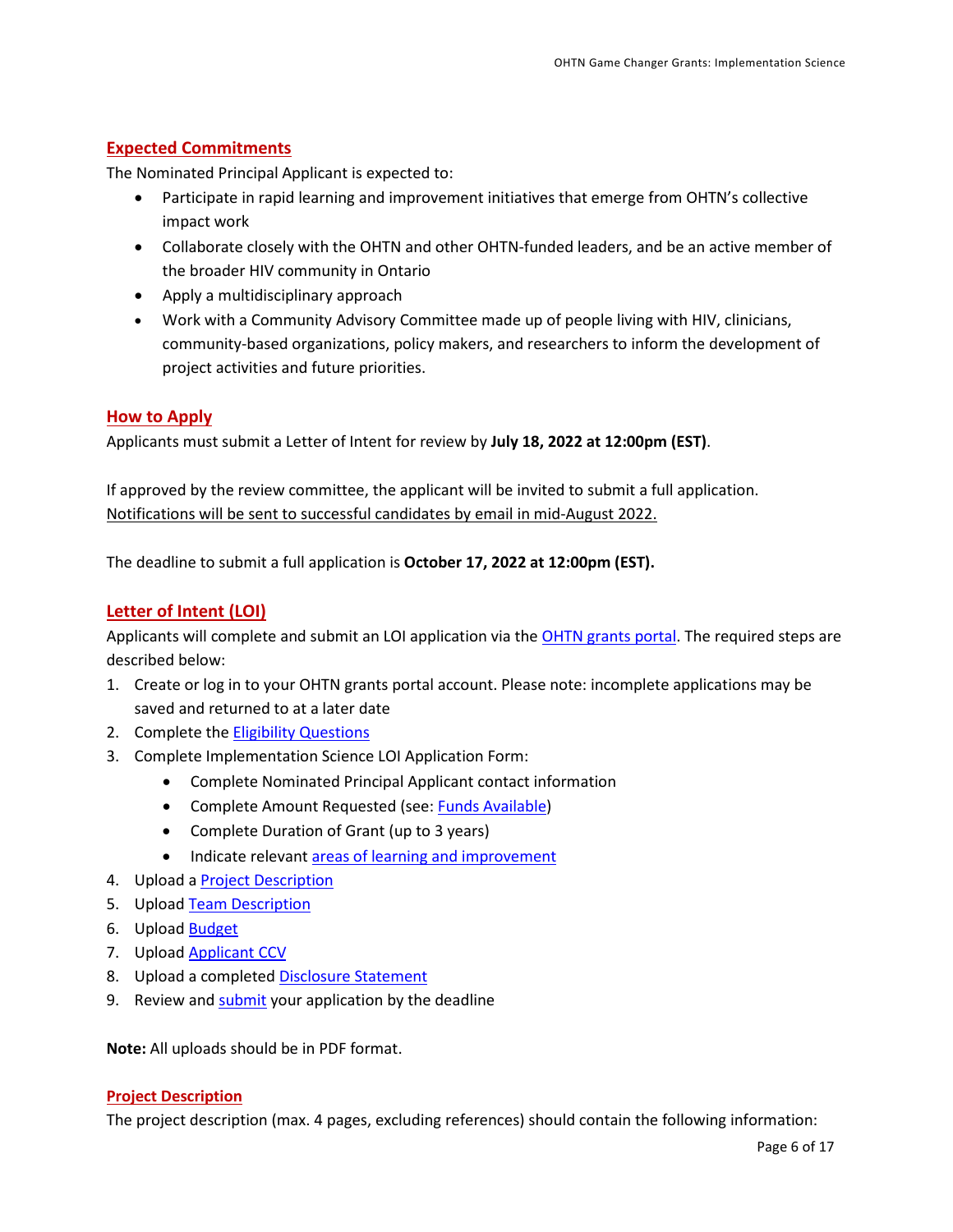## Expected Commitments

The Nominated Principal Applicant is expected to:

- Participate in rapid learning and improvement initiatives that emerge from OHTN's collective impact work
- Collaborate closely with the OHTN and other OHTN-funded leaders, and be an active member of the broader HIV community in Ontario
- Apply a multidisciplinary approach
- Work with a Community Advisory Committee made up of people living with HIV, clinicians, community-based organizations, policy makers, and researchers to inform the development of project activities and future priorities.

## How to Apply

Applicants must submit a Letter of Intent for review by **July 18, 2022 at 12:00pm (EST)**.

If approved by the review committee, the applicant will be invited to submit a full application. Notifications will be sent to successful candidates by email in mid-August 2022.

The deadline to submit a full application is **October 17, 2022 at 12:00pm (EST).**

## Letter of Intent (LOI)

Applicants will complete and submit an LOI application via the OHTN grants portal. The required steps are described below:

1. Create or log in to your OHTN grants portal account. Please note: incomplete applications may be saved and returned to at a later date
2. Complete the Eligibility Questions
3. Complete Implementation Science LOI Application Form:
   - Complete Nominated Principal Applicant contact information
   - Complete Amount Requested (see: Funds Available)
   - Complete Duration of Grant (up to 3 years)
   - Indicate relevant areas of learning and improvement
4. Upload a Project Description
5. Upload Team Description
6. Upload Budget
7. Upload Applicant CCV
8. Upload a completed Disclosure Statement
9. Review and submit your application by the deadline

**Note:** All uploads should be in PDF format.

### Project Description

The project description (max. 4 pages, excluding references) should contain the following information: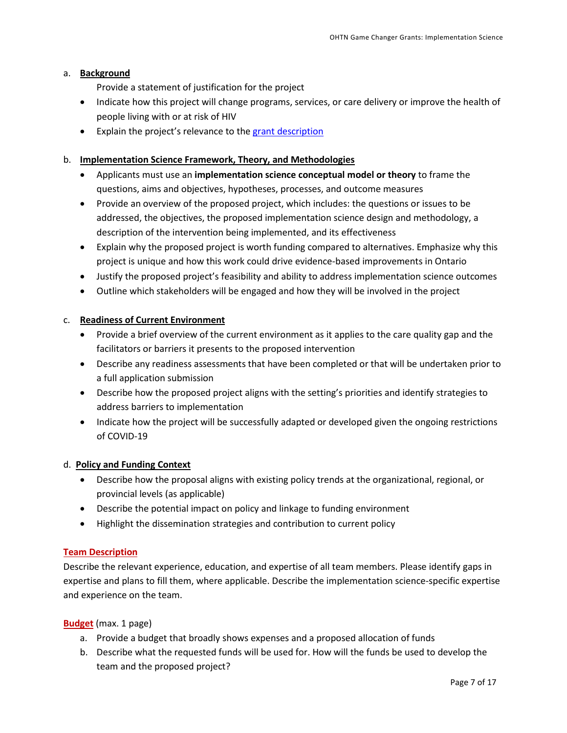a. **Background**

Provide a statement of justification for the project

- Indicate how this project will change programs, services, or care delivery or improve the health of people living with or at risk of HIV
- Explain the project's relevance to the [grant description]

b. **Implementation Science Framework, Theory, and Methodologies**

- Applicants must use an **implementation science conceptual model or theory** to frame the questions, aims and objectives, hypotheses, processes, and outcome measures
- Provide an overview of the proposed project, which includes: the questions or issues to be addressed, the objectives, the proposed implementation science design and methodology, a description of the intervention being implemented, and its effectiveness
- Explain why the proposed project is worth funding compared to alternatives. Emphasize why this project is unique and how this work could drive evidence-based improvements in Ontario
- Justify the proposed project's feasibility and ability to address implementation science outcomes
- Outline which stakeholders will be engaged and how they will be involved in the project

c. **Readiness of Current Environment**

- Provide a brief overview of the current environment as it applies to the care quality gap and the facilitators or barriers it presents to the proposed intervention
- Describe any readiness assessments that have been completed or that will be undertaken prior to a full application submission
- Describe how the proposed project aligns with the setting's priorities and identify strategies to address barriers to implementation
- Indicate how the project will be successfully adapted or developed given the ongoing restrictions of COVID-19

d. **Policy and Funding Context**

- Describe how the proposal aligns with existing policy trends at the organizational, regional, or provincial levels (as applicable)
- Describe the potential impact on policy and linkage to funding environment
- Highlight the dissemination strategies and contribution to current policy

## Team Description

Describe the relevant experience, education, and expertise of all team members. Please identify gaps in expertise and plans to fill them, where applicable. Describe the implementation science-specific expertise and experience on the team.

## Budget (max. 1 page)

a. Provide a budget that broadly shows expenses and a proposed allocation of funds
b. Describe what the requested funds will be used for. How will the funds be used to develop the team and the proposed project?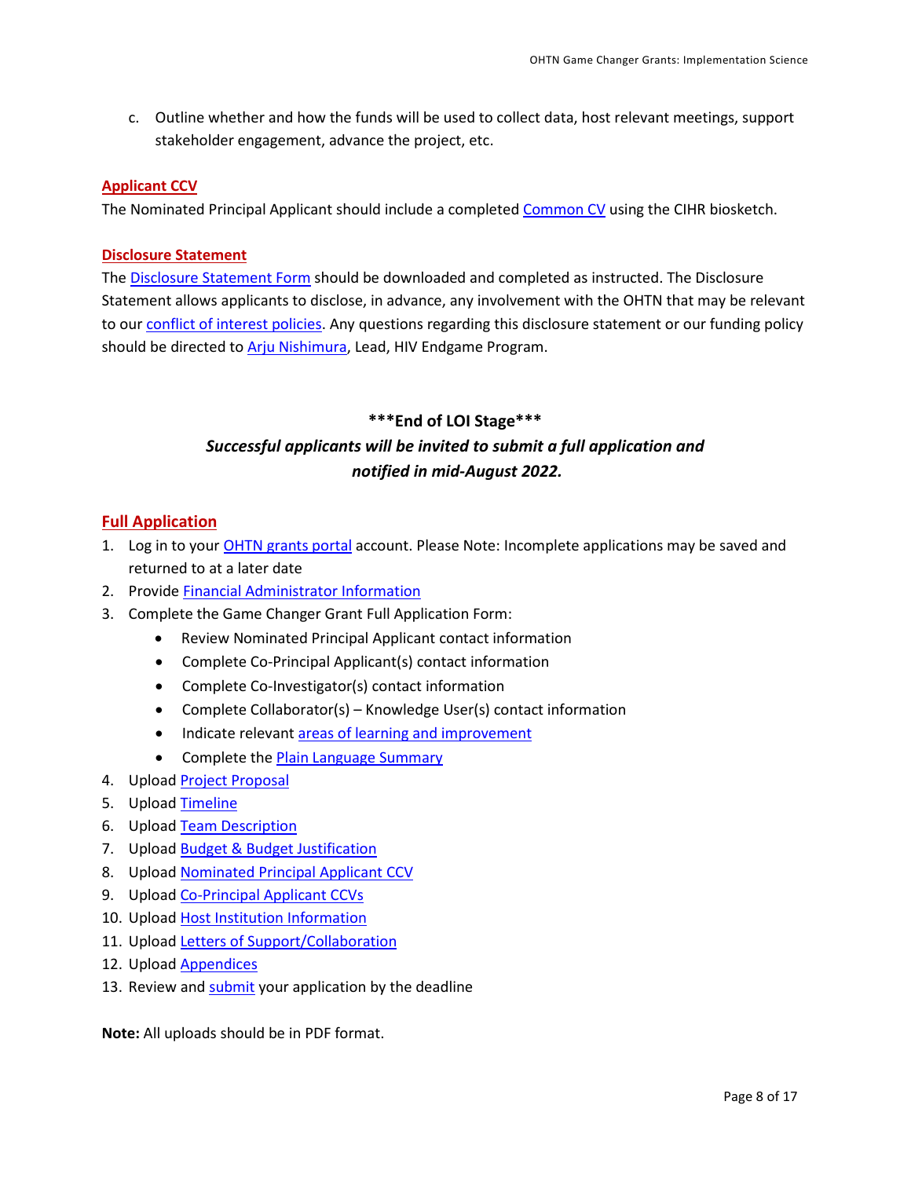c. Outline whether and how the funds will be used to collect data, host relevant meetings, support stakeholder engagement, advance the project, etc.

### Applicant CCV

The Nominated Principal Applicant should include a completed Common CV using the CIHR biosketch.

### Disclosure Statement

The Disclosure Statement Form should be downloaded and completed as instructed. The Disclosure Statement allows applicants to disclose, in advance, any involvement with the OHTN that may be relevant to our conflict of interest policies. Any questions regarding this disclosure statement or our funding policy should be directed to Arju Nishimura, Lead, HIV Endgame Program.

**\*\*\*End of LOI Stage\*\*\***

***Successful applicants will be invited to submit a full application and notified in mid-August 2022.***

## Full Application

1. Log in to your OHTN grants portal account. Please Note: Incomplete applications may be saved and returned to at a later date
2. Provide Financial Administrator Information
3. Complete the Game Changer Grant Full Application Form:
    - Review Nominated Principal Applicant contact information
    - Complete Co-Principal Applicant(s) contact information
    - Complete Co-Investigator(s) contact information
    - Complete Collaborator(s) – Knowledge User(s) contact information
    - Indicate relevant areas of learning and improvement
    - Complete the Plain Language Summary
4. Upload Project Proposal
5. Upload Timeline
6. Upload Team Description
7. Upload Budget & Budget Justification
8. Upload Nominated Principal Applicant CCV
9. Upload Co-Principal Applicant CCVs
10. Upload Host Institution Information
11. Upload Letters of Support/Collaboration
12. Upload Appendices
13. Review and submit your application by the deadline

**Note:** All uploads should be in PDF format.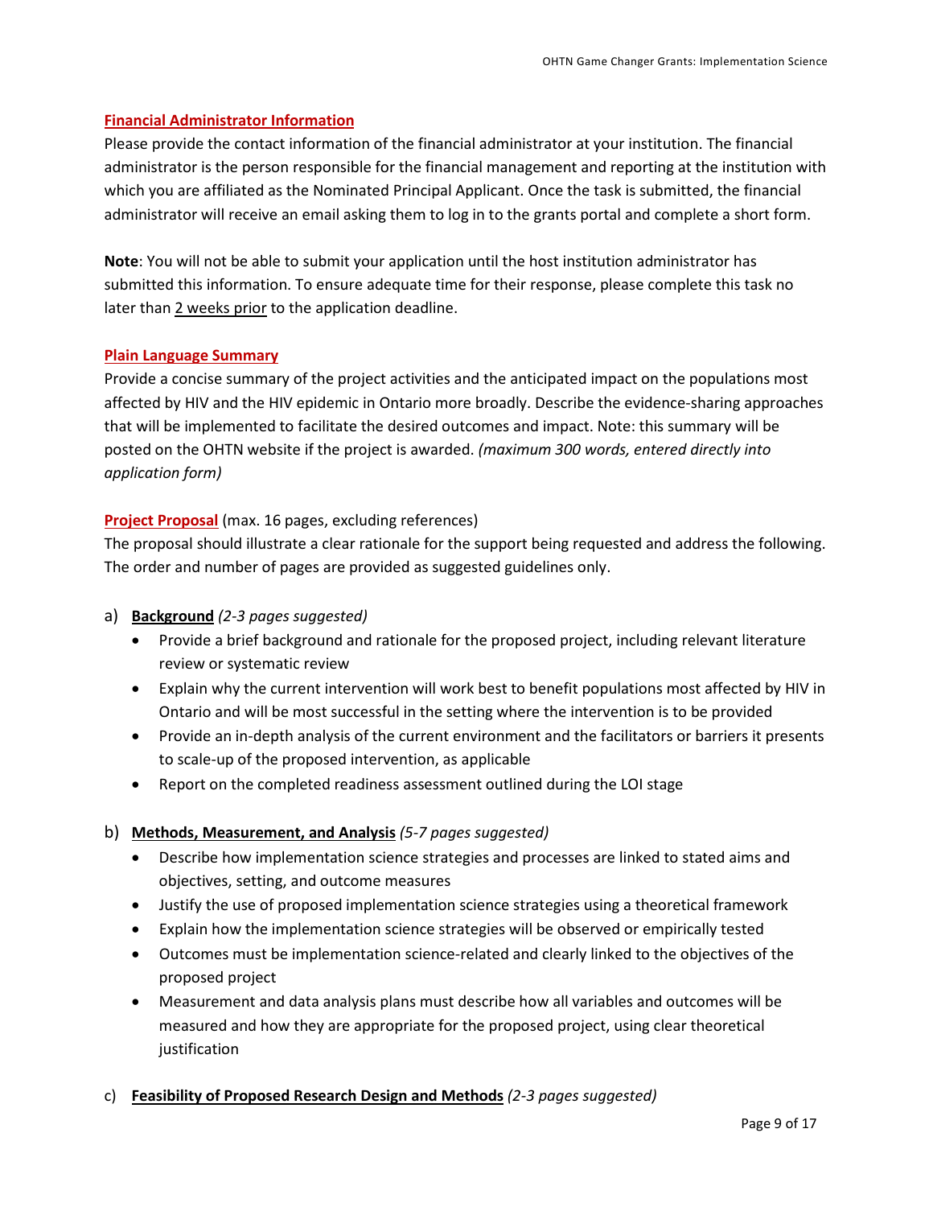## Financial Administrator Information

Please provide the contact information of the financial administrator at your institution. The financial administrator is the person responsible for the financial management and reporting at the institution with which you are affiliated as the Nominated Principal Applicant. Once the task is submitted, the financial administrator will receive an email asking them to log in to the grants portal and complete a short form.

**Note**: You will not be able to submit your application until the host institution administrator has submitted this information. To ensure adequate time for their response, please complete this task no later than 2 weeks prior to the application deadline.

## Plain Language Summary

Provide a concise summary of the project activities and the anticipated impact on the populations most affected by HIV and the HIV epidemic in Ontario more broadly. Describe the evidence-sharing approaches that will be implemented to facilitate the desired outcomes and impact. Note: this summary will be posted on the OHTN website if the project is awarded. *(maximum 300 words, entered directly into application form)*

## Project Proposal (max. 16 pages, excluding references)

The proposal should illustrate a clear rationale for the support being requested and address the following. The order and number of pages are provided as suggested guidelines only.

a) **Background** *(2-3 pages suggested)*
   - Provide a brief background and rationale for the proposed project, including relevant literature review or systematic review
   - Explain why the current intervention will work best to benefit populations most affected by HIV in Ontario and will be most successful in the setting where the intervention is to be provided
   - Provide an in-depth analysis of the current environment and the facilitators or barriers it presents to scale-up of the proposed intervention, as applicable
   - Report on the completed readiness assessment outlined during the LOI stage

b) **Methods, Measurement, and Analysis** *(5-7 pages suggested)*
   - Describe how implementation science strategies and processes are linked to stated aims and objectives, setting, and outcome measures
   - Justify the use of proposed implementation science strategies using a theoretical framework
   - Explain how the implementation science strategies will be observed or empirically tested
   - Outcomes must be implementation science-related and clearly linked to the objectives of the proposed project
   - Measurement and data analysis plans must describe how all variables and outcomes will be measured and how they are appropriate for the proposed project, using clear theoretical justification

c) **Feasibility of Proposed Research Design and Methods** *(2-3 pages suggested)*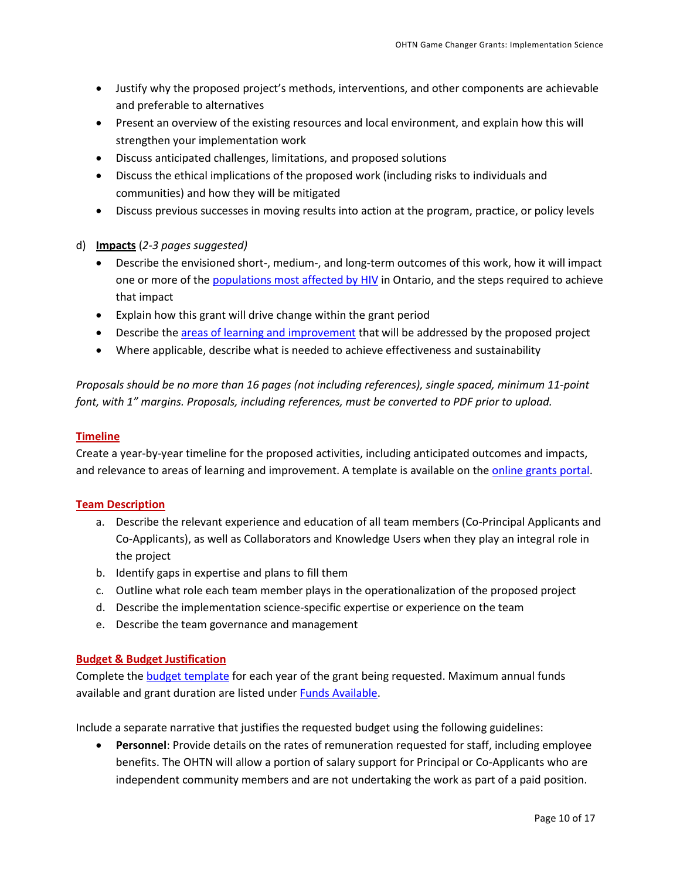- Justify why the proposed project's methods, interventions, and other components are achievable and preferable to alternatives
- Present an overview of the existing resources and local environment, and explain how this will strengthen your implementation work
- Discuss anticipated challenges, limitations, and proposed solutions
- Discuss the ethical implications of the proposed work (including risks to individuals and communities) and how they will be mitigated
- Discuss previous successes in moving results into action at the program, practice, or policy levels

d) **Impacts** (*2-3 pages suggested)*

- Describe the envisioned short-, medium-, and long-term outcomes of this work, how it will impact one or more of the populations most affected by HIV in Ontario, and the steps required to achieve that impact
- Explain how this grant will drive change within the grant period
- Describe the areas of learning and improvement that will be addressed by the proposed project
- Where applicable, describe what is needed to achieve effectiveness and sustainability

*Proposals should be no more than 16 pages (not including references), single spaced, minimum 11-point font, with 1" margins. Proposals, including references, must be converted to PDF prior to upload.*

## Timeline

Create a year-by-year timeline for the proposed activities, including anticipated outcomes and impacts, and relevance to areas of learning and improvement. A template is available on the online grants portal.

## Team Description

a. Describe the relevant experience and education of all team members (Co-Principal Applicants and Co-Applicants), as well as Collaborators and Knowledge Users when they play an integral role in the project
b. Identify gaps in expertise and plans to fill them
c. Outline what role each team member plays in the operationalization of the proposed project
d. Describe the implementation science-specific expertise or experience on the team
e. Describe the team governance and management

## Budget & Budget Justification

Complete the budget template for each year of the grant being requested. Maximum annual funds available and grant duration are listed under Funds Available.

Include a separate narrative that justifies the requested budget using the following guidelines:

- **Personnel**: Provide details on the rates of remuneration requested for staff, including employee benefits. The OHTN will allow a portion of salary support for Principal or Co-Applicants who are independent community members and are not undertaking the work as part of a paid position.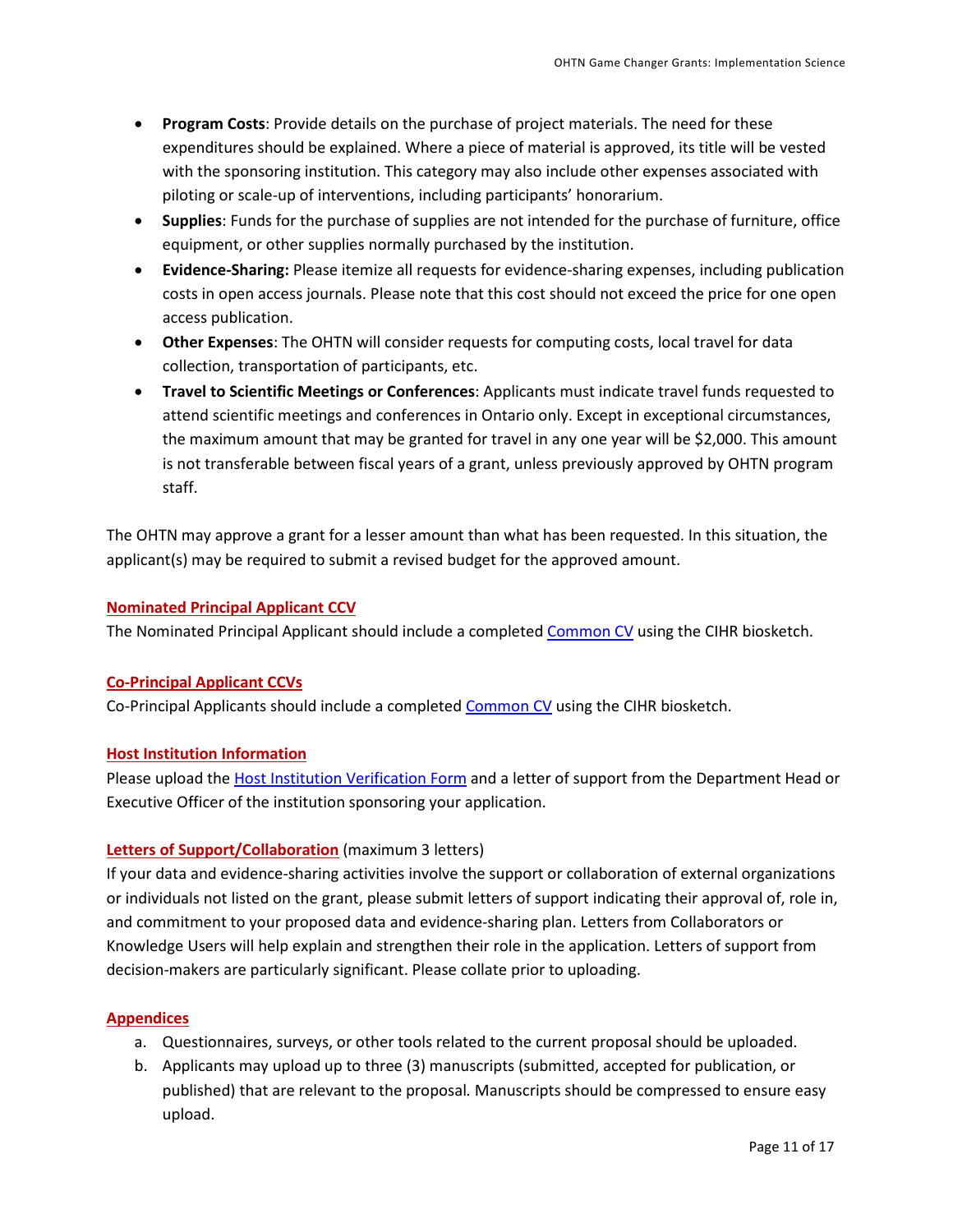- **Program Costs**: Provide details on the purchase of project materials. The need for these expenditures should be explained. Where a piece of material is approved, its title will be vested with the sponsoring institution. This category may also include other expenses associated with piloting or scale-up of interventions, including participants' honorarium.
- **Supplies**: Funds for the purchase of supplies are not intended for the purchase of furniture, office equipment, or other supplies normally purchased by the institution.
- **Evidence-Sharing:** Please itemize all requests for evidence-sharing expenses, including publication costs in open access journals. Please note that this cost should not exceed the price for one open access publication.
- **Other Expenses**: The OHTN will consider requests for computing costs, local travel for data collection, transportation of participants, etc.
- **Travel to Scientific Meetings or Conferences**: Applicants must indicate travel funds requested to attend scientific meetings and conferences in Ontario only. Except in exceptional circumstances, the maximum amount that may be granted for travel in any one year will be $2,000. This amount is not transferable between fiscal years of a grant, unless previously approved by OHTN program staff.

The OHTN may approve a grant for a lesser amount than what has been requested. In this situation, the applicant(s) may be required to submit a revised budget for the approved amount.

**Nominated Principal Applicant CCV**

The Nominated Principal Applicant should include a completed Common CV using the CIHR biosketch.

**Co-Principal Applicant CCVs**

Co-Principal Applicants should include a completed Common CV using the CIHR biosketch.

**Host Institution Information**

Please upload the Host Institution Verification Form and a letter of support from the Department Head or Executive Officer of the institution sponsoring your application.

**Letters of Support/Collaboration** (maximum 3 letters)

If your data and evidence-sharing activities involve the support or collaboration of external organizations or individuals not listed on the grant, please submit letters of support indicating their approval of, role in, and commitment to your proposed data and evidence-sharing plan. Letters from Collaborators or Knowledge Users will help explain and strengthen their role in the application. Letters of support from decision-makers are particularly significant. Please collate prior to uploading.

**Appendices**

a. Questionnaires, surveys, or other tools related to the current proposal should be uploaded.
b. Applicants may upload up to three (3) manuscripts (submitted, accepted for publication, or published) that are relevant to the proposal. Manuscripts should be compressed to ensure easy upload.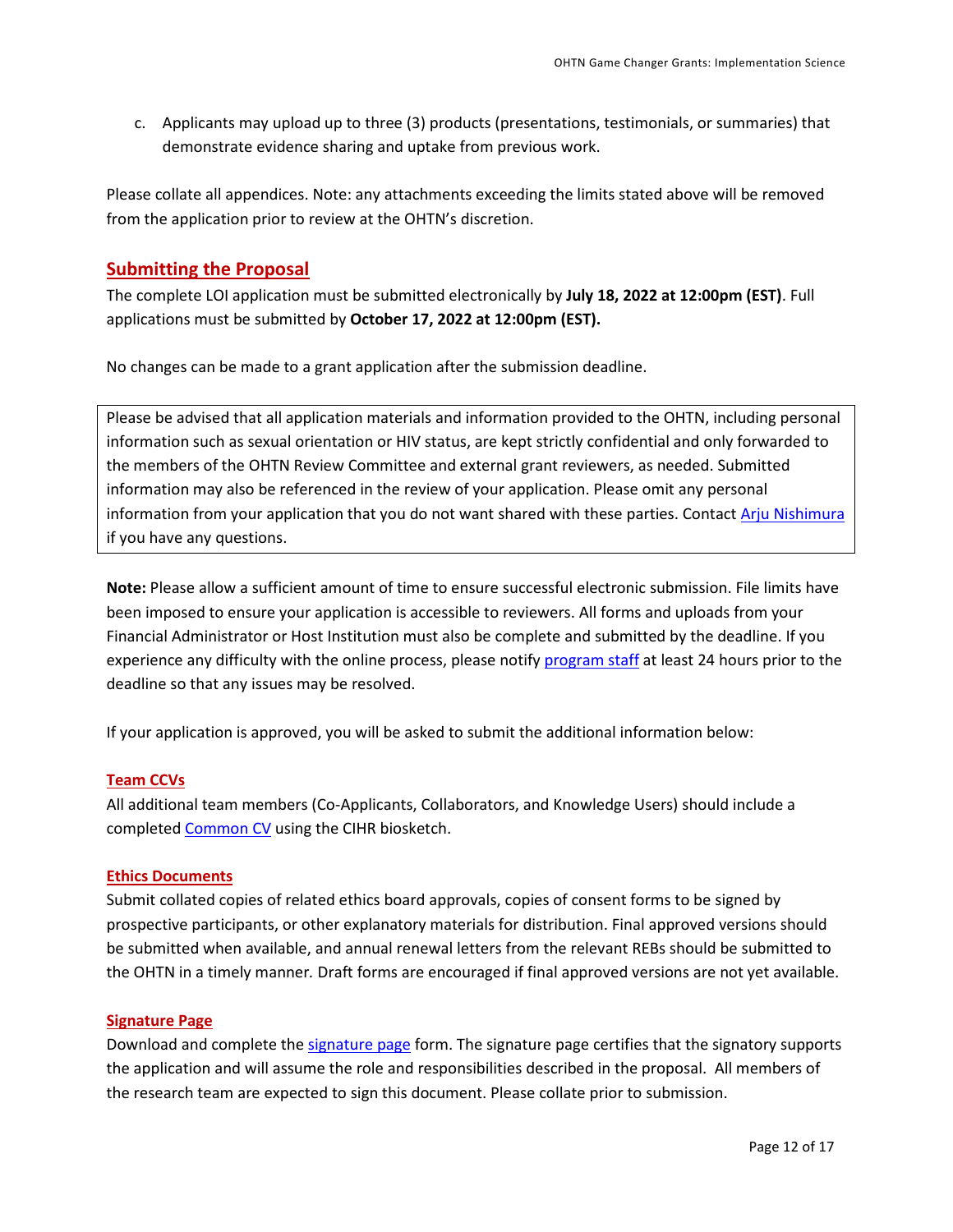c. Applicants may upload up to three (3) products (presentations, testimonials, or summaries) that demonstrate evidence sharing and uptake from previous work.

Please collate all appendices. Note: any attachments exceeding the limits stated above will be removed from the application prior to review at the OHTN's discretion.

## Submitting the Proposal

The complete LOI application must be submitted electronically by **July 18, 2022 at 12:00pm (EST)**. Full applications must be submitted by **October 17, 2022 at 12:00pm (EST).**

No changes can be made to a grant application after the submission deadline.

> Please be advised that all application materials and information provided to the OHTN, including personal information such as sexual orientation or HIV status, are kept strictly confidential and only forwarded to the members of the OHTN Review Committee and external grant reviewers, as needed. Submitted information may also be referenced in the review of your application. Please omit any personal information from your application that you do not want shared with these parties. Contact Arju Nishimura if you have any questions.

**Note:** Please allow a sufficient amount of time to ensure successful electronic submission. File limits have been imposed to ensure your application is accessible to reviewers. All forms and uploads from your Financial Administrator or Host Institution must also be complete and submitted by the deadline. If you experience any difficulty with the online process, please notify program staff at least 24 hours prior to the deadline so that any issues may be resolved.

If your application is approved, you will be asked to submit the additional information below:

### Team CCVs

All additional team members (Co-Applicants, Collaborators, and Knowledge Users) should include a completed Common CV using the CIHR biosketch.

### Ethics Documents

Submit collated copies of related ethics board approvals, copies of consent forms to be signed by prospective participants, or other explanatory materials for distribution. Final approved versions should be submitted when available, and annual renewal letters from the relevant REBs should be submitted to the OHTN in a timely manner. Draft forms are encouraged if final approved versions are not yet available.

### Signature Page

Download and complete the signature page form. The signature page certifies that the signatory supports the application and will assume the role and responsibilities described in the proposal. All members of the research team are expected to sign this document. Please collate prior to submission.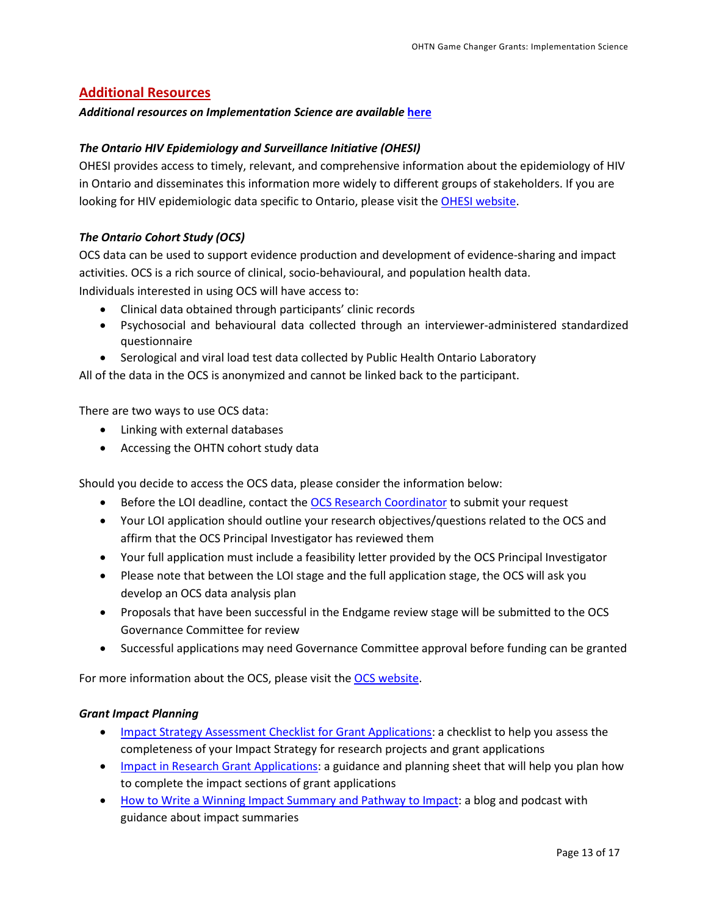## Additional Resources

***Additional resources on Implementation Science are available [here](#)***

***The Ontario HIV Epidemiology and Surveillance Initiative (OHESI)***

OHESI provides access to timely, relevant, and comprehensive information about the epidemiology of HIV in Ontario and disseminates this information more widely to different groups of stakeholders. If you are looking for HIV epidemiologic data specific to Ontario, please visit the [OHESI website](#).

***The Ontario Cohort Study (OCS)***

OCS data can be used to support evidence production and development of evidence-sharing and impact activities. OCS is a rich source of clinical, socio-behavioural, and population health data.
Individuals interested in using OCS will have access to:

- Clinical data obtained through participants' clinic records
- Psychosocial and behavioural data collected through an interviewer-administered standardized questionnaire
- Serological and viral load test data collected by Public Health Ontario Laboratory

All of the data in the OCS is anonymized and cannot be linked back to the participant.

There are two ways to use OCS data:

- Linking with external databases
- Accessing the OHTN cohort study data

Should you decide to access the OCS data, please consider the information below:

- Before the LOI deadline, contact the [OCS Research Coordinator](#) to submit your request
- Your LOI application should outline your research objectives/questions related to the OCS and affirm that the OCS Principal Investigator has reviewed them
- Your full application must include a feasibility letter provided by the OCS Principal Investigator
- Please note that between the LOI stage and the full application stage, the OCS will ask you develop an OCS data analysis plan
- Proposals that have been successful in the Endgame review stage will be submitted to the OCS Governance Committee for review
- Successful applications may need Governance Committee approval before funding can be granted

For more information about the OCS, please visit the [OCS website](#).

***Grant Impact Planning***

- [Impact Strategy Assessment Checklist for Grant Applications](#): a checklist to help you assess the completeness of your Impact Strategy for research projects and grant applications
- [Impact in Research Grant Applications](#): a guidance and planning sheet that will help you plan how to complete the impact sections of grant applications
- [How to Write a Winning Impact Summary and Pathway to Impact](#): a blog and podcast with guidance about impact summaries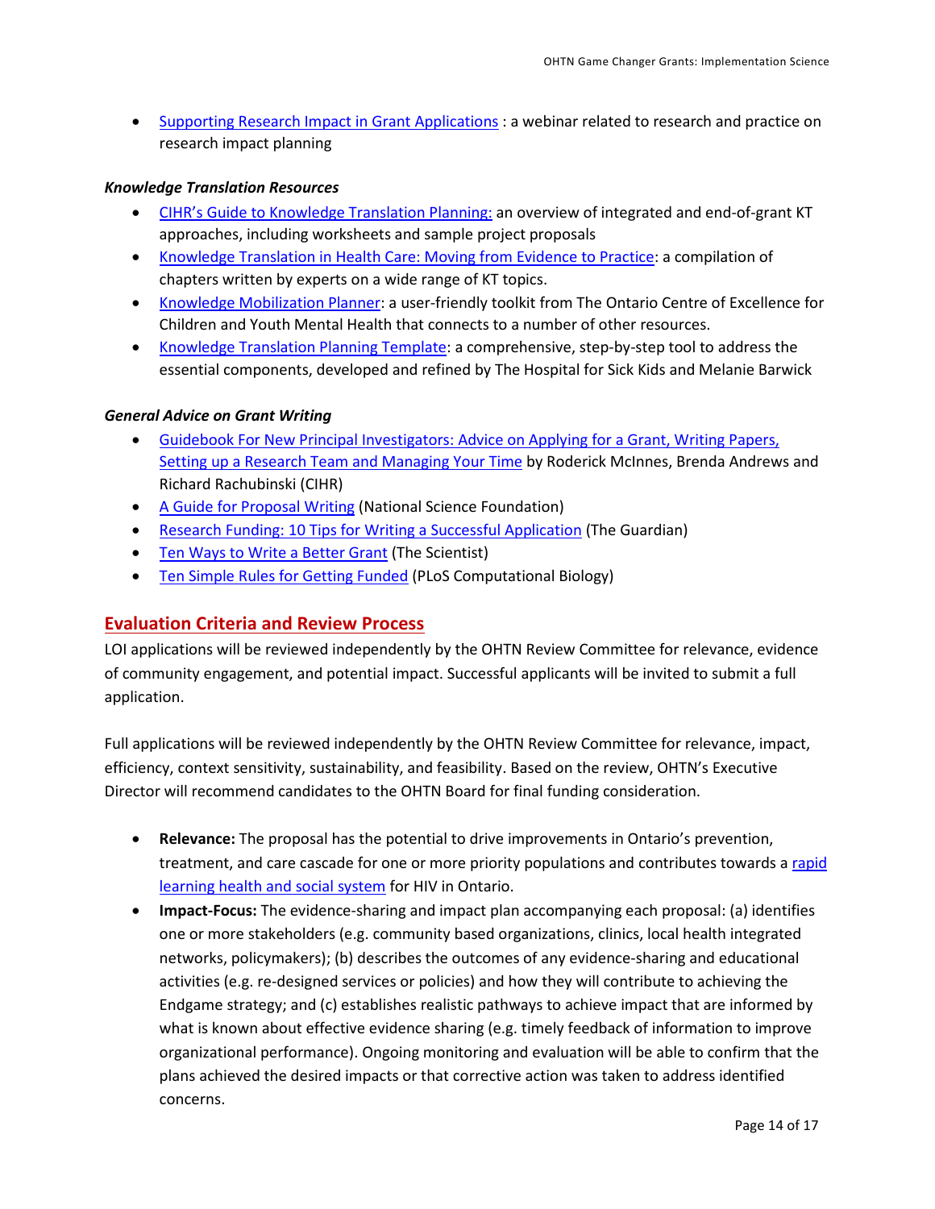- Supporting Research Impact in Grant Applications : a webinar related to research and practice on research impact planning

***Knowledge Translation Resources***

- CIHR's Guide to Knowledge Translation Planning: an overview of integrated and end-of-grant KT approaches, including worksheets and sample project proposals
- Knowledge Translation in Health Care: Moving from Evidence to Practice: a compilation of chapters written by experts on a wide range of KT topics.
- Knowledge Mobilization Planner: a user-friendly toolkit from The Ontario Centre of Excellence for Children and Youth Mental Health that connects to a number of other resources.
- Knowledge Translation Planning Template: a comprehensive, step-by-step tool to address the essential components, developed and refined by The Hospital for Sick Kids and Melanie Barwick

***General Advice on Grant Writing***

- Guidebook For New Principal Investigators: Advice on Applying for a Grant, Writing Papers, Setting up a Research Team and Managing Your Time by Roderick McInnes, Brenda Andrews and Richard Rachubinski (CIHR)
- A Guide for Proposal Writing (National Science Foundation)
- Research Funding: 10 Tips for Writing a Successful Application (The Guardian)
- Ten Ways to Write a Better Grant (The Scientist)
- Ten Simple Rules for Getting Funded (PLoS Computational Biology)

## Evaluation Criteria and Review Process

LOI applications will be reviewed independently by the OHTN Review Committee for relevance, evidence of community engagement, and potential impact. Successful applicants will be invited to submit a full application.

Full applications will be reviewed independently by the OHTN Review Committee for relevance, impact, efficiency, context sensitivity, sustainability, and feasibility. Based on the review, OHTN's Executive Director will recommend candidates to the OHTN Board for final funding consideration.

- **Relevance:** The proposal has the potential to drive improvements in Ontario's prevention, treatment, and care cascade for one or more priority populations and contributes towards a rapid learning health and social system for HIV in Ontario.
- **Impact-Focus:** The evidence-sharing and impact plan accompanying each proposal: (a) identifies one or more stakeholders (e.g. community based organizations, clinics, local health integrated networks, policymakers); (b) describes the outcomes of any evidence-sharing and educational activities (e.g. re-designed services or policies) and how they will contribute to achieving the Endgame strategy; and (c) establishes realistic pathways to achieve impact that are informed by what is known about effective evidence sharing (e.g. timely feedback of information to improve organizational performance). Ongoing monitoring and evaluation will be able to confirm that the plans achieved the desired impacts or that corrective action was taken to address identified concerns.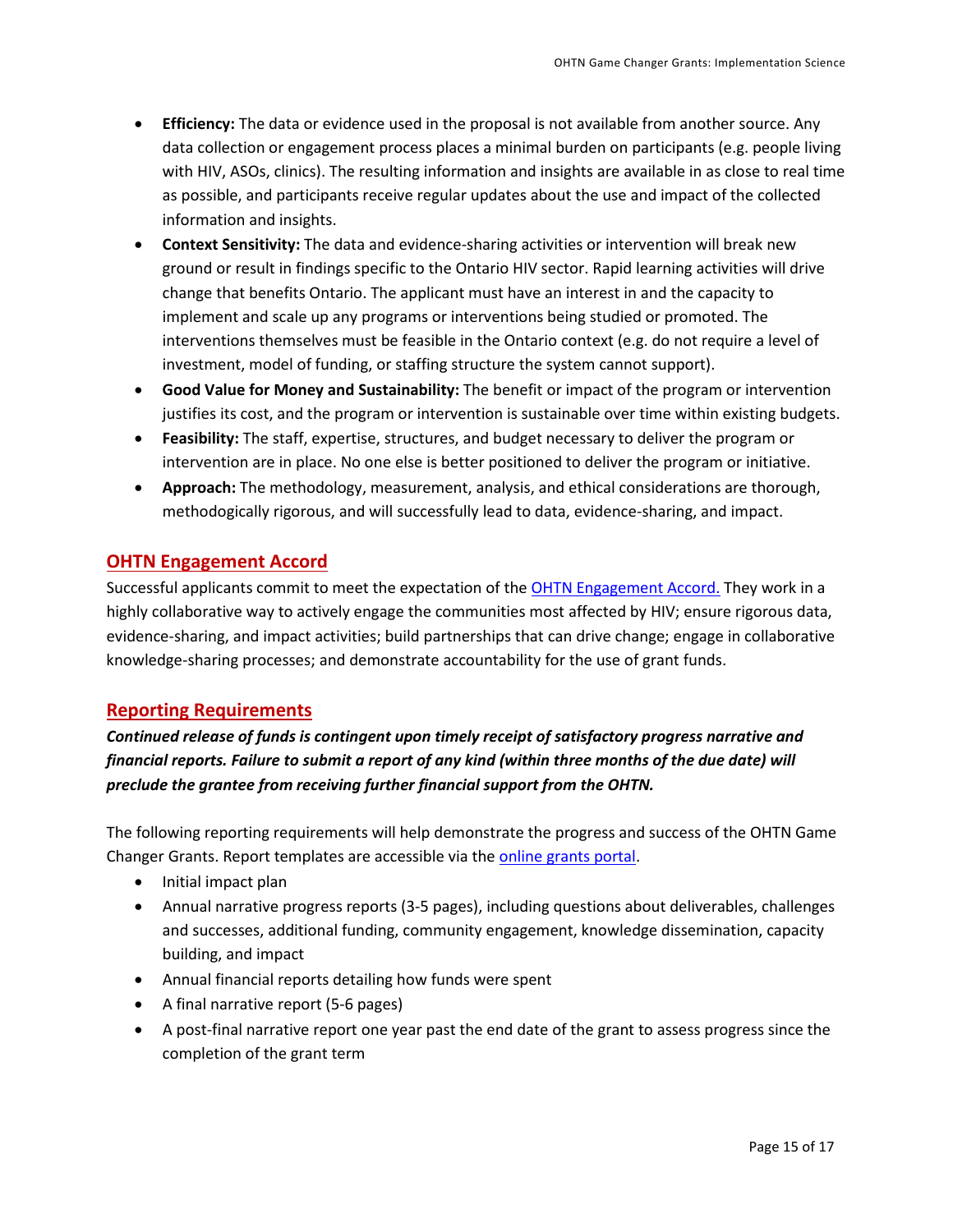- **Efficiency:** The data or evidence used in the proposal is not available from another source. Any data collection or engagement process places a minimal burden on participants (e.g. people living with HIV, ASOs, clinics). The resulting information and insights are available in as close to real time as possible, and participants receive regular updates about the use and impact of the collected information and insights.
- **Context Sensitivity:** The data and evidence-sharing activities or intervention will break new ground or result in findings specific to the Ontario HIV sector. Rapid learning activities will drive change that benefits Ontario. The applicant must have an interest in and the capacity to implement and scale up any programs or interventions being studied or promoted. The interventions themselves must be feasible in the Ontario context (e.g. do not require a level of investment, model of funding, or staffing structure the system cannot support).
- **Good Value for Money and Sustainability:** The benefit or impact of the program or intervention justifies its cost, and the program or intervention is sustainable over time within existing budgets.
- **Feasibility:** The staff, expertise, structures, and budget necessary to deliver the program or intervention are in place. No one else is better positioned to deliver the program or initiative.
- **Approach:** The methodology, measurement, analysis, and ethical considerations are thorough, methodogically rigorous, and will successfully lead to data, evidence-sharing, and impact.

## OHTN Engagement Accord

Successful applicants commit to meet the expectation of the OHTN Engagement Accord. They work in a highly collaborative way to actively engage the communities most affected by HIV; ensure rigorous data, evidence-sharing, and impact activities; build partnerships that can drive change; engage in collaborative knowledge-sharing processes; and demonstrate accountability for the use of grant funds.

## Reporting Requirements

***Continued release of funds is contingent upon timely receipt of satisfactory progress narrative and financial reports. Failure to submit a report of any kind (within three months of the due date) will preclude the grantee from receiving further financial support from the OHTN.***

The following reporting requirements will help demonstrate the progress and success of the OHTN Game Changer Grants. Report templates are accessible via the online grants portal.

- Initial impact plan
- Annual narrative progress reports (3-5 pages), including questions about deliverables, challenges and successes, additional funding, community engagement, knowledge dissemination, capacity building, and impact
- Annual financial reports detailing how funds were spent
- A final narrative report (5-6 pages)
- A post-final narrative report one year past the end date of the grant to assess progress since the completion of the grant term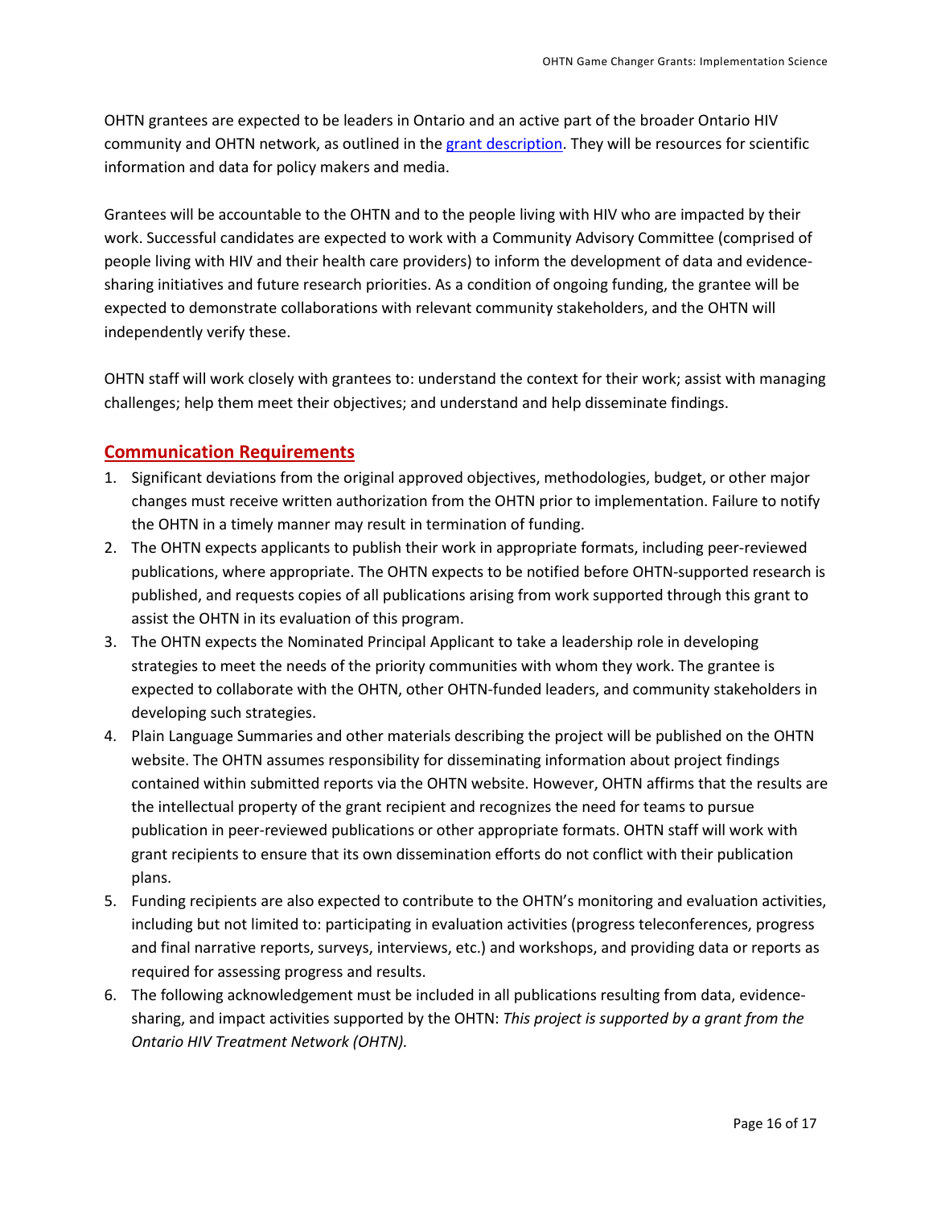OHTN grantees are expected to be leaders in Ontario and an active part of the broader Ontario HIV community and OHTN network, as outlined in the [grant description](). They will be resources for scientific information and data for policy makers and media.

Grantees will be accountable to the OHTN and to the people living with HIV who are impacted by their work. Successful candidates are expected to work with a Community Advisory Committee (comprised of people living with HIV and their health care providers) to inform the development of data and evidence-sharing initiatives and future research priorities. As a condition of ongoing funding, the grantee will be expected to demonstrate collaborations with relevant community stakeholders, and the OHTN will independently verify these.

OHTN staff will work closely with grantees to: understand the context for their work; assist with managing challenges; help them meet their objectives; and understand and help disseminate findings.

## Communication Requirements

1. Significant deviations from the original approved objectives, methodologies, budget, or other major changes must receive written authorization from the OHTN prior to implementation. Failure to notify the OHTN in a timely manner may result in termination of funding.
2. The OHTN expects applicants to publish their work in appropriate formats, including peer-reviewed publications, where appropriate. The OHTN expects to be notified before OHTN-supported research is published, and requests copies of all publications arising from work supported through this grant to assist the OHTN in its evaluation of this program.
3. The OHTN expects the Nominated Principal Applicant to take a leadership role in developing strategies to meet the needs of the priority communities with whom they work. The grantee is expected to collaborate with the OHTN, other OHTN-funded leaders, and community stakeholders in developing such strategies.
4. Plain Language Summaries and other materials describing the project will be published on the OHTN website. The OHTN assumes responsibility for disseminating information about project findings contained within submitted reports via the OHTN website. However, OHTN affirms that the results are the intellectual property of the grant recipient and recognizes the need for teams to pursue publication in peer-reviewed publications or other appropriate formats. OHTN staff will work with grant recipients to ensure that its own dissemination efforts do not conflict with their publication plans.
5. Funding recipients are also expected to contribute to the OHTN's monitoring and evaluation activities, including but not limited to: participating in evaluation activities (progress teleconferences, progress and final narrative reports, surveys, interviews, etc.) and workshops, and providing data or reports as required for assessing progress and results.
6. The following acknowledgement must be included in all publications resulting from data, evidence-sharing, and impact activities supported by the OHTN: *This project is supported by a grant from the Ontario HIV Treatment Network (OHTN).*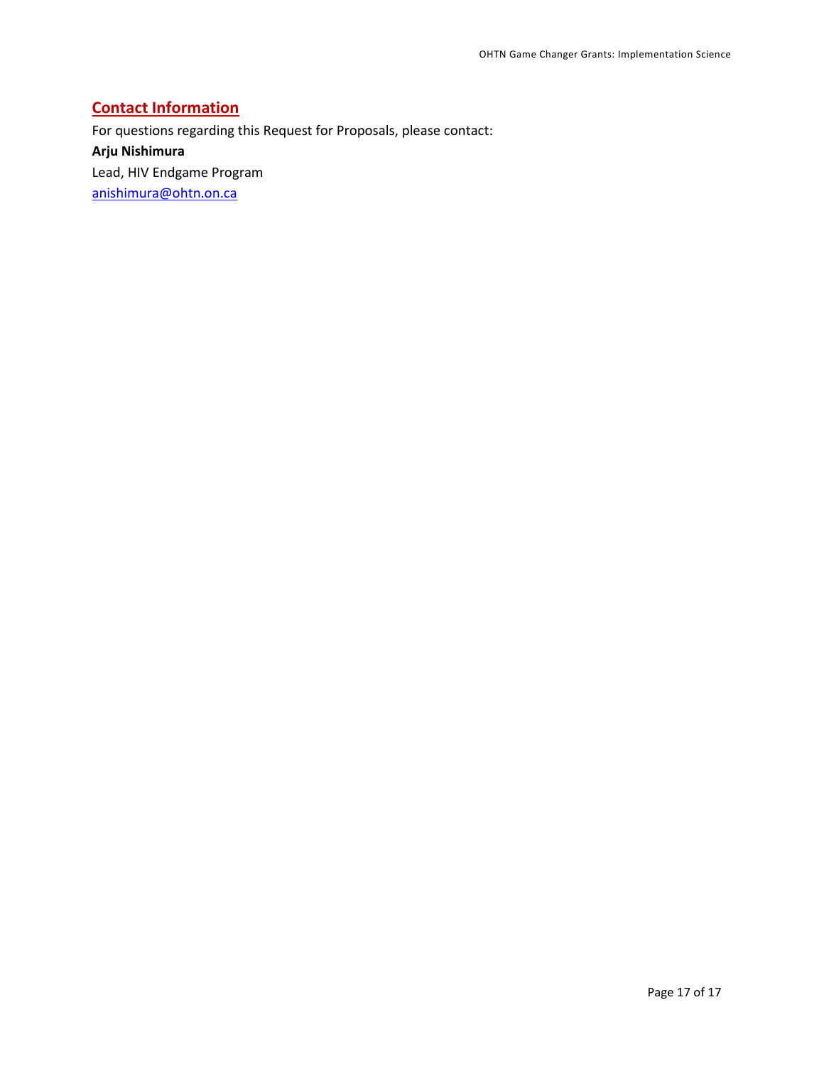## Contact Information

For questions regarding this Request for Proposals, please contact:

**Arju Nishimura**

Lead, HIV Endgame Program

anishimura@ohtn.on.ca